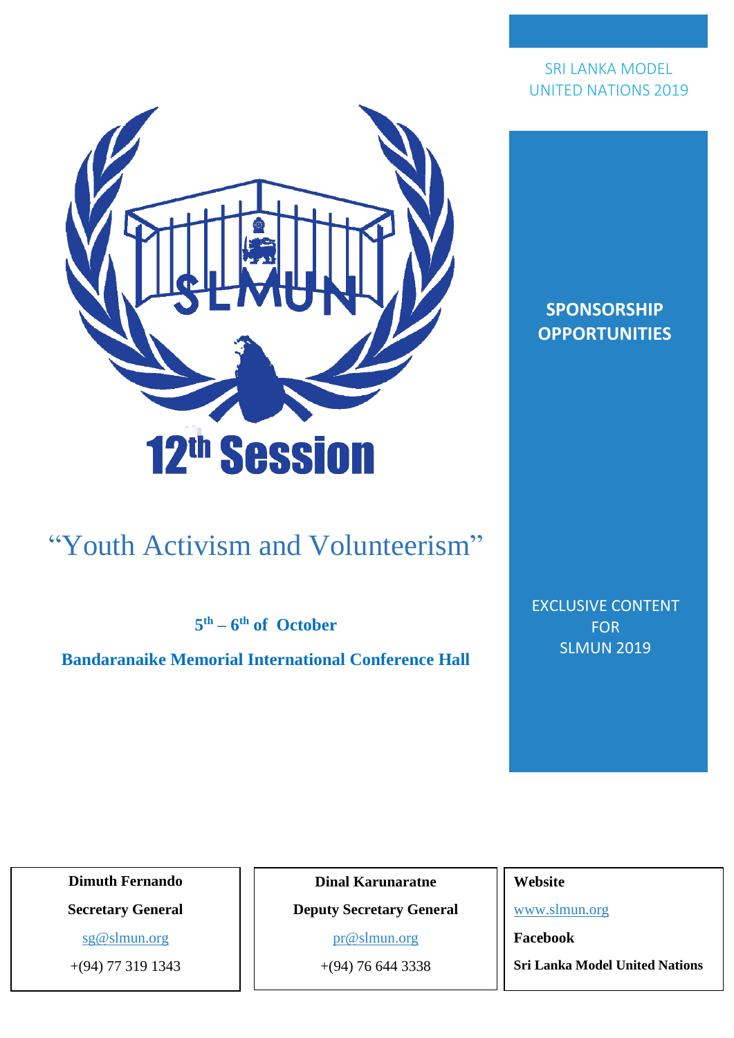SRI LANKA MODEL UNITED NATIONS 2019

12th Session

# "Youth Activism and Volunteerism"

**5th – 6th of October**

**Bandaranaike Memorial International Conference Hall**

## SPONSORSHIP OPPORTUNITIES

EXCLUSIVE CONTENT FOR SLMUN 2019

| **Dimuth Fernando** | **Dinal Karunaratne** | **Website** |
|---|---|---|
| **Secretary General** | **Deputy Secretary General** | www.slmun.org |
| sg@slmun.org | pr@slmun.org | **Facebook** |
| +(94) 77 319 1343 | +(94) 76 644 3338 | **Sri Lanka Model United Nations** |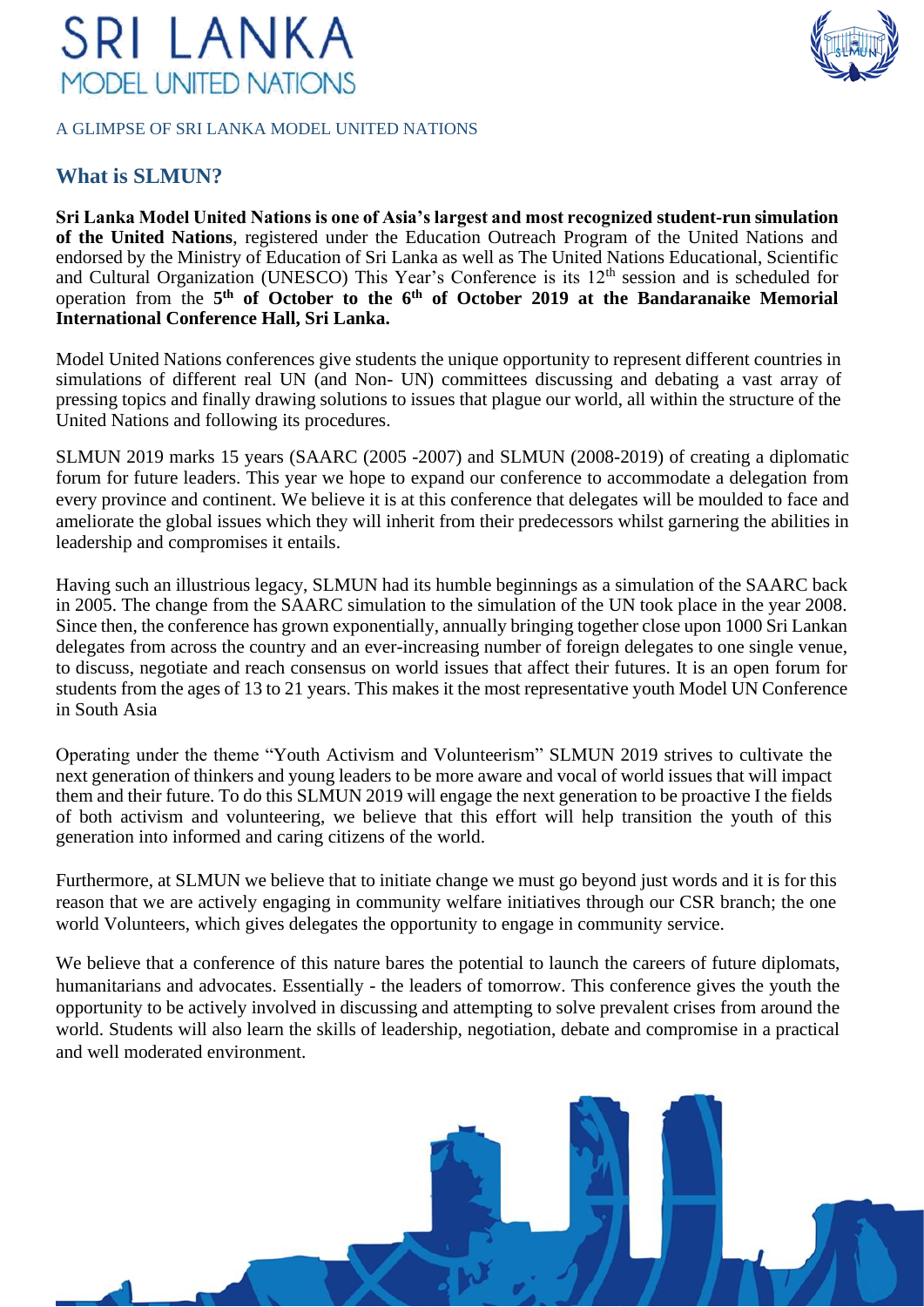# SRI LANKA

MODEL UNITED NATIONS

A GLIMPSE OF SRI LANKA MODEL UNITED NATIONS

## What is SLMUN?

**Sri Lanka Model United Nations is one of Asia's largest and most recognized student-run simulation of the United Nations**, registered under the Education Outreach Program of the United Nations and endorsed by the Ministry of Education of Sri Lanka as well as The United Nations Educational, Scientific and Cultural Organization (UNESCO) This Year's Conference is its 12th session and is scheduled for operation from the **5th of October to the 6th of October 2019 at the Bandaranaike Memorial International Conference Hall, Sri Lanka.**

Model United Nations conferences give students the unique opportunity to represent different countries in simulations of different real UN (and Non- UN) committees discussing and debating a vast array of pressing topics and finally drawing solutions to issues that plague our world, all within the structure of the United Nations and following its procedures.

SLMUN 2019 marks 15 years (SAARC (2005 -2007) and SLMUN (2008-2019) of creating a diplomatic forum for future leaders. This year we hope to expand our conference to accommodate a delegation from every province and continent. We believe it is at this conference that delegates will be moulded to face and ameliorate the global issues which they will inherit from their predecessors whilst garnering the abilities in leadership and compromises it entails.

Having such an illustrious legacy, SLMUN had its humble beginnings as a simulation of the SAARC back in 2005. The change from the SAARC simulation to the simulation of the UN took place in the year 2008. Since then, the conference has grown exponentially, annually bringing together close upon 1000 Sri Lankan delegates from across the country and an ever-increasing number of foreign delegates to one single venue, to discuss, negotiate and reach consensus on world issues that affect their futures. It is an open forum for students from the ages of 13 to 21 years. This makes it the most representative youth Model UN Conference in South Asia

Operating under the theme "Youth Activism and Volunteerism" SLMUN 2019 strives to cultivate the next generation of thinkers and young leaders to be more aware and vocal of world issues that will impact them and their future. To do this SLMUN 2019 will engage the next generation to be proactive I the fields of both activism and volunteering, we believe that this effort will help transition the youth of this generation into informed and caring citizens of the world.

Furthermore, at SLMUN we believe that to initiate change we must go beyond just words and it is for this reason that we are actively engaging in community welfare initiatives through our CSR branch; the one world Volunteers, which gives delegates the opportunity to engage in community service.

We believe that a conference of this nature bares the potential to launch the careers of future diplomats, humanitarians and advocates. Essentially - the leaders of tomorrow. This conference gives the youth the opportunity to be actively involved in discussing and attempting to solve prevalent crises from around the world. Students will also learn the skills of leadership, negotiation, debate and compromise in a practical and well moderated environment.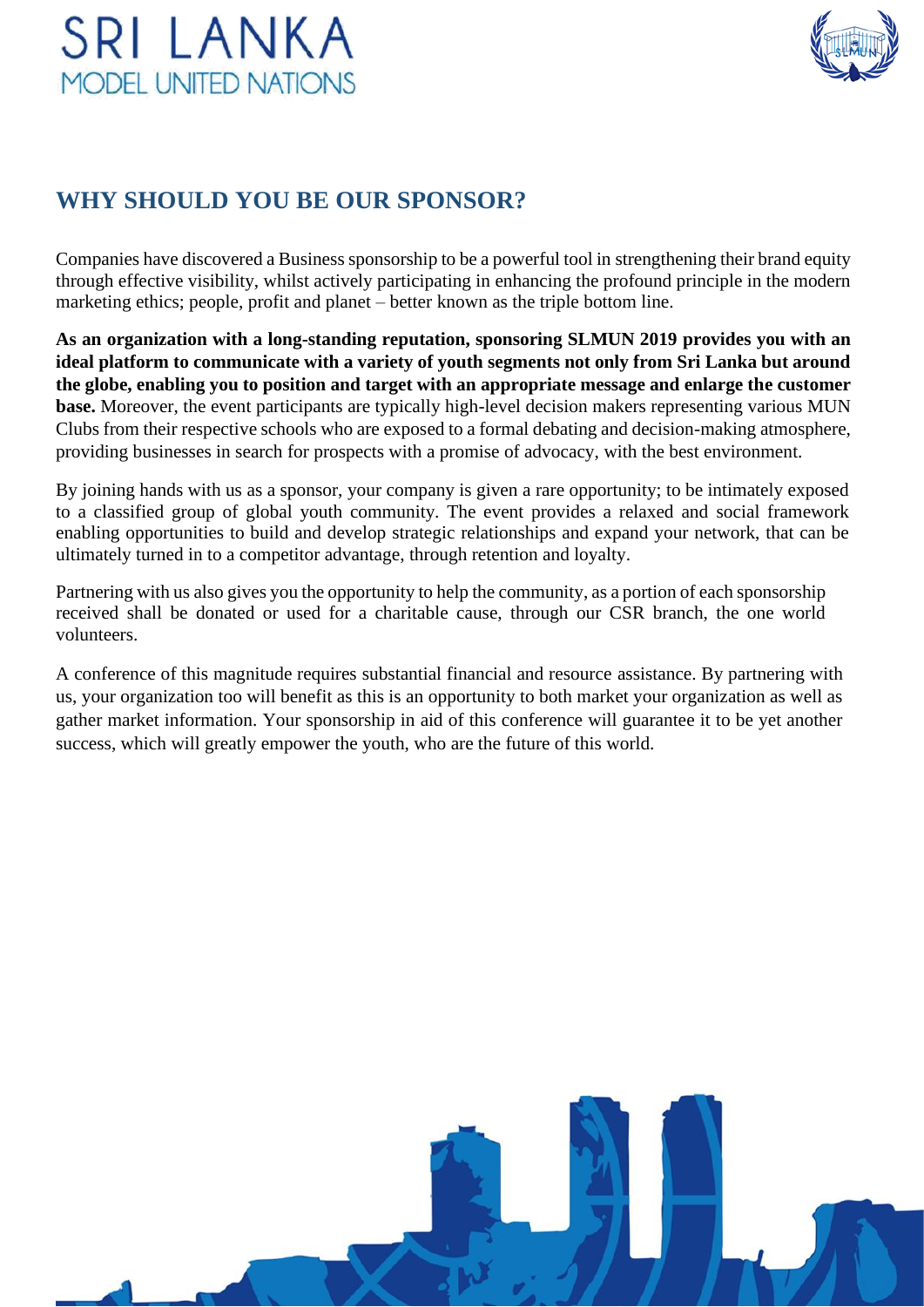## WHY SHOULD YOU BE OUR SPONSOR?

Companies have discovered a Business sponsorship to be a powerful tool in strengthening their brand equity through effective visibility, whilst actively participating in enhancing the profound principle in the modern marketing ethics; people, profit and planet – better known as the triple bottom line.

**As an organization with a long-standing reputation, sponsoring SLMUN 2019 provides you with an ideal platform to communicate with a variety of youth segments not only from Sri Lanka but around the globe, enabling you to position and target with an appropriate message and enlarge the customer base.** Moreover, the event participants are typically high-level decision makers representing various MUN Clubs from their respective schools who are exposed to a formal debating and decision-making atmosphere, providing businesses in search for prospects with a promise of advocacy, with the best environment.

By joining hands with us as a sponsor, your company is given a rare opportunity; to be intimately exposed to a classified group of global youth community. The event provides a relaxed and social framework enabling opportunities to build and develop strategic relationships and expand your network, that can be ultimately turned in to a competitor advantage, through retention and loyalty.

Partnering with us also gives you the opportunity to help the community, as a portion of each sponsorship received shall be donated or used for a charitable cause, through our CSR branch, the one world volunteers.

A conference of this magnitude requires substantial financial and resource assistance. By partnering with us, your organization too will benefit as this is an opportunity to both market your organization as well as gather market information. Your sponsorship in aid of this conference will guarantee it to be yet another success, which will greatly empower the youth, who are the future of this world.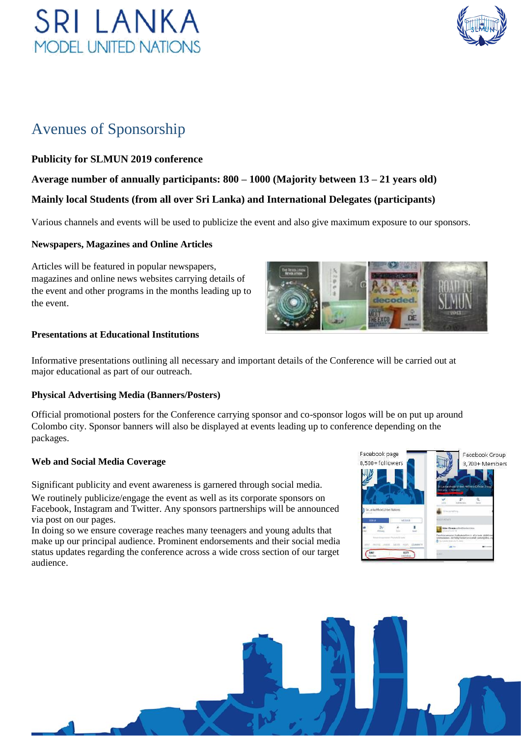# Avenues of Sponsorship

**Publicity for SLMUN 2019 conference**

**Average number of annually participants: 800 – 1000 (Majority between 13 – 21 years old)**

**Mainly local Students (from all over Sri Lanka) and International Delegates (participants)**

Various channels and events will be used to publicize the event and also give maximum exposure to our sponsors.

### Newspapers, Magazines and Online Articles

Articles will be featured in popular newspapers, magazines and online news websites carrying details of the event and other programs in the months leading up to the event.

### Presentations at Educational Institutions

Informative presentations outlining all necessary and important details of the Conference will be carried out at major educational as part of our outreach.

### Physical Advertising Media (Banners/Posters)

Official promotional posters for the Conference carrying sponsor and co-sponsor logos will be on put up around Colombo city. Sponsor banners will also be displayed at events leading up to conference depending on the packages.

### Web and Social Media Coverage

Significant publicity and event awareness is garnered through social media.

We routinely publicize/engage the event as well as its corporate sponsors on Facebook, Instagram and Twitter. Any sponsors partnerships will be announced via post on our pages.

In doing so we ensure coverage reaches many teenagers and young adults that make up our principal audience. Prominent endorsements and their social media status updates regarding the conference across a wide cross section of our target audience.

Facebook page 8,500+ followers

Facebook Group 3,700+ Members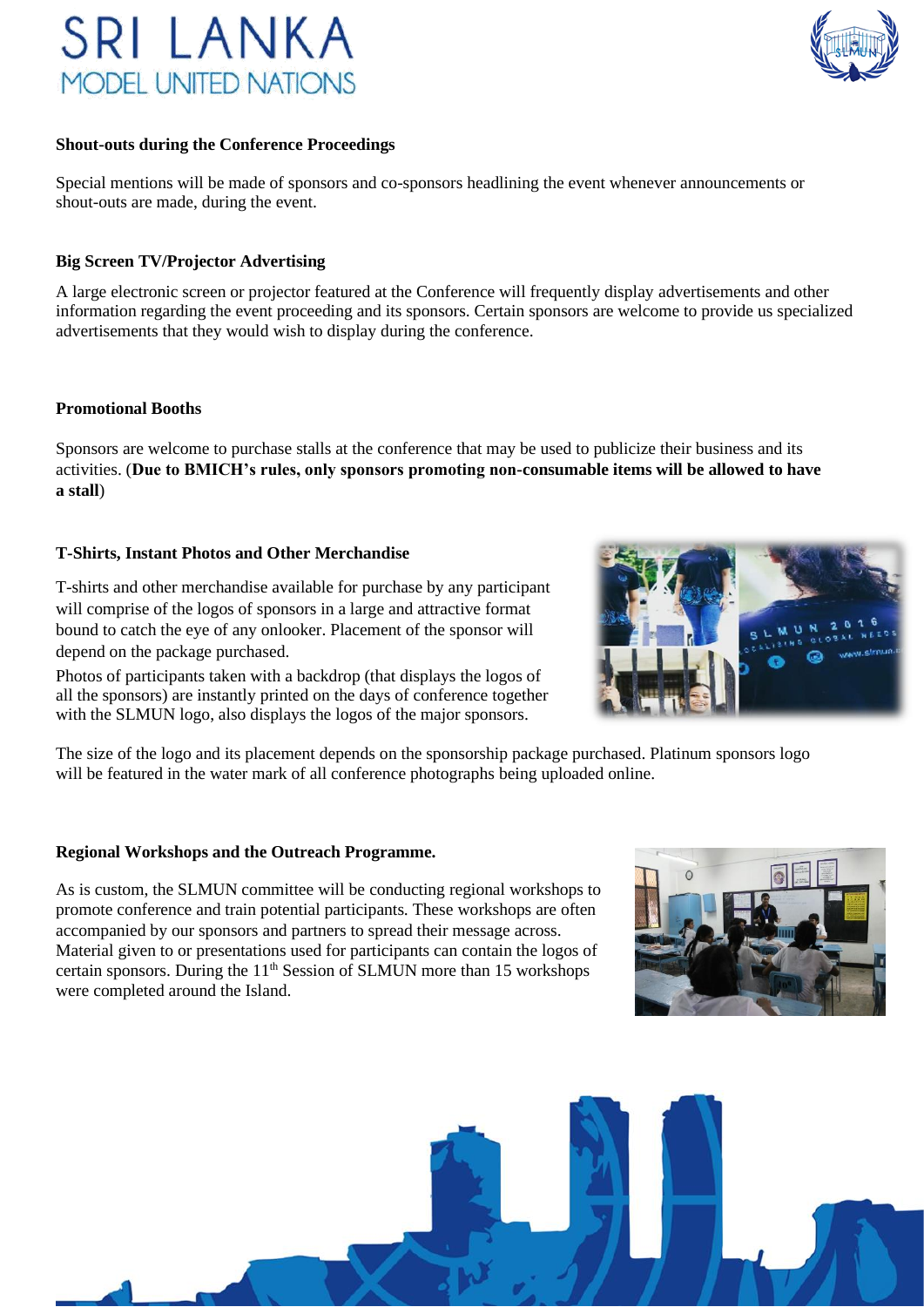### Shout-outs during the Conference Proceedings

Special mentions will be made of sponsors and co-sponsors headlining the event whenever announcements or shout-outs are made, during the event.

### Big Screen TV/Projector Advertising

A large electronic screen or projector featured at the Conference will frequently display advertisements and other information regarding the event proceeding and its sponsors. Certain sponsors are welcome to provide us specialized advertisements that they would wish to display during the conference.

### Promotional Booths

Sponsors are welcome to purchase stalls at the conference that may be used to publicize their business and its activities. (**Due to BMICH's rules, only sponsors promoting non-consumable items will be allowed to have a stall**)

### T-Shirts, Instant Photos and Other Merchandise

T-shirts and other merchandise available for purchase by any participant will comprise of the logos of sponsors in a large and attractive format bound to catch the eye of any onlooker. Placement of the sponsor will depend on the package purchased.

Photos of participants taken with a backdrop (that displays the logos of all the sponsors) are instantly printed on the days of conference together with the SLMUN logo, also displays the logos of the major sponsors.

The size of the logo and its placement depends on the sponsorship package purchased. Platinum sponsors logo will be featured in the water mark of all conference photographs being uploaded online.

### Regional Workshops and the Outreach Programme.

As is custom, the SLMUN committee will be conducting regional workshops to promote conference and train potential participants. These workshops are often accompanied by our sponsors and partners to spread their message across. Material given to or presentations used for participants can contain the logos of certain sponsors. During the 11th Session of SLMUN more than 15 workshops were completed around the Island.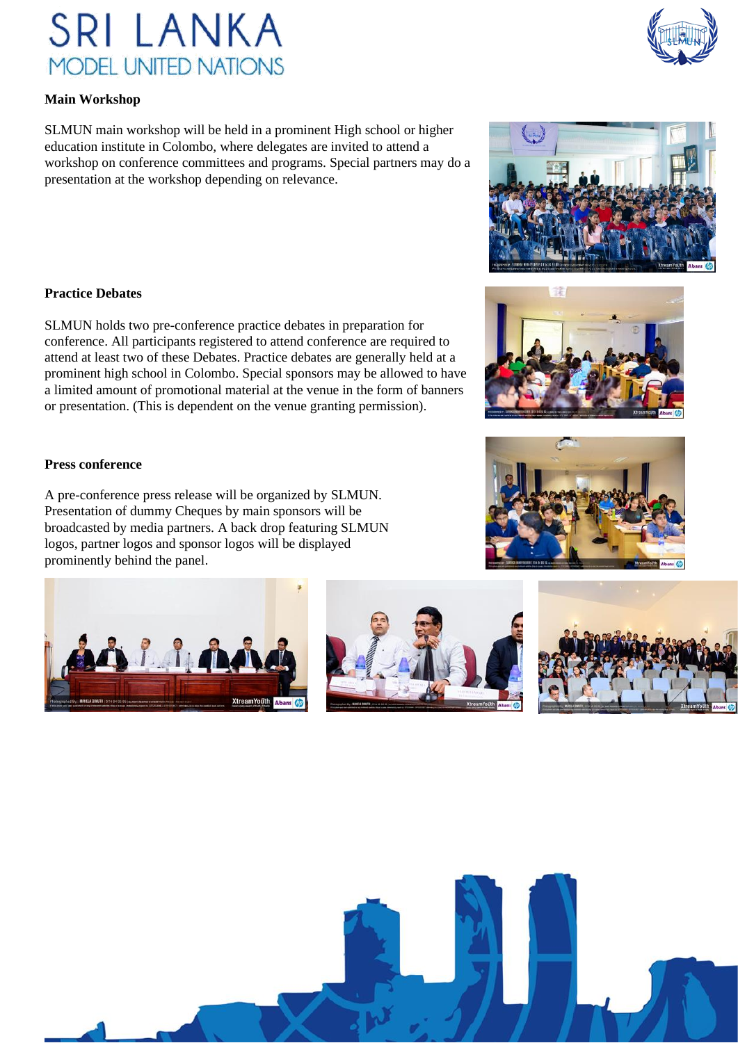## Main Workshop

SLMUN main workshop will be held in a prominent High school or higher education institute in Colombo, where delegates are invited to attend a workshop on conference committees and programs. Special partners may do a presentation at the workshop depending on relevance.

## Practice Debates

SLMUN holds two pre-conference practice debates in preparation for conference. All participants registered to attend conference are required to attend at least two of these Debates. Practice debates are generally held at a prominent high school in Colombo. Special sponsors may be allowed to have a limited amount of promotional material at the venue in the form of banners or presentation. (This is dependent on the venue granting permission).

## Press conference

A pre-conference press release will be organized by SLMUN. Presentation of dummy Cheques by main sponsors will be broadcasted by media partners. A back drop featuring SLMUN logos, partner logos and sponsor logos will be displayed prominently behind the panel.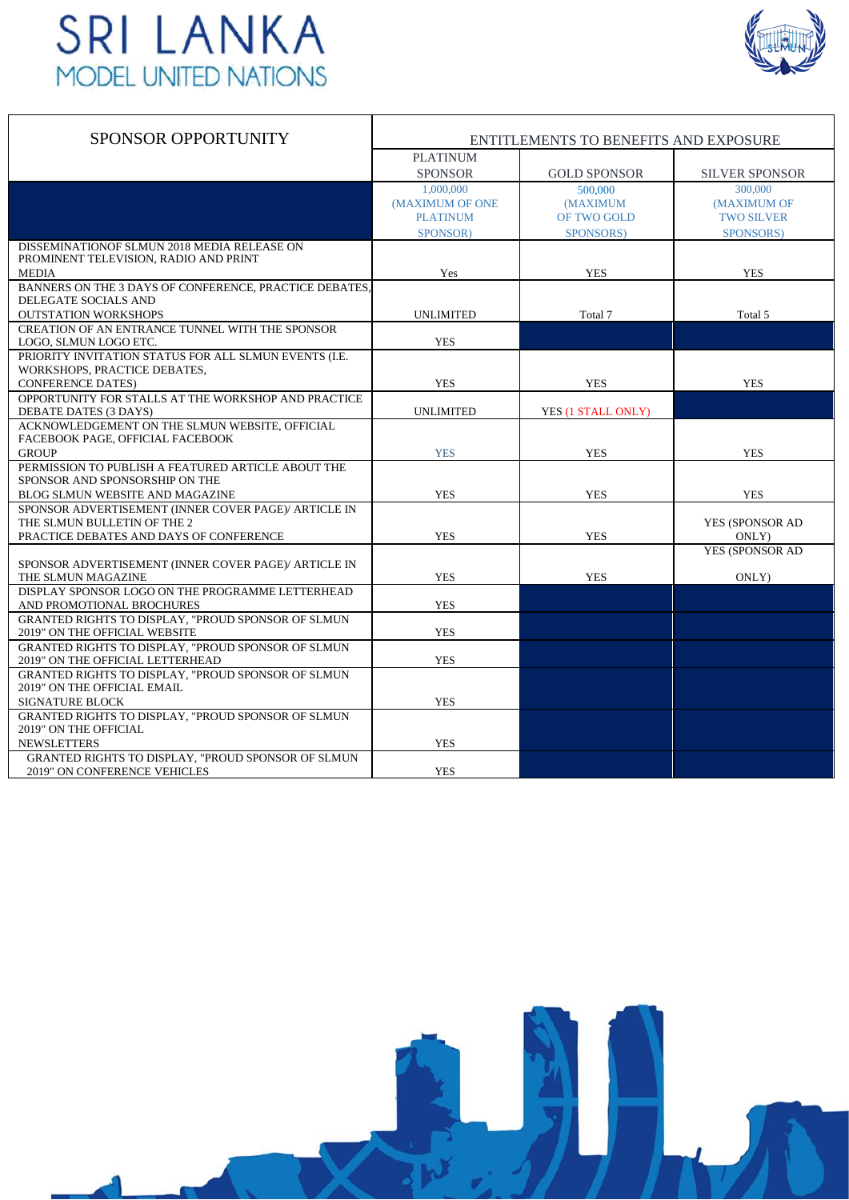# SRI LANKA
## MODEL UNITED NATIONS

| SPONSOR OPPORTUNITY | ENTITLEMENTS TO BENEFITS AND EXPOSURE | | |
|---|---|---|---|
| | PLATINUM SPONSOR | GOLD SPONSOR | SILVER SPONSOR |
| | 1,000,000 (MAXIMUM OF ONE PLATINUM SPONSOR) | 500,000 (MAXIMUM OF TWO GOLD SPONSORS) | 300,000 (MAXIMUM OF TWO SILVER SPONSORS) |
| DISSEMINATIONOF SLMUN 2018 MEDIA RELEASE ON PROMINENT TELEVISION, RADIO AND PRINT MEDIA | Yes | YES | YES |
| BANNERS ON THE 3 DAYS OF CONFERENCE, PRACTICE DEBATES, DELEGATE SOCIALS AND OUTSTATION WORKSHOPS | UNLIMITED | Total 7 | Total 5 |
| CREATION OF AN ENTRANCE TUNNEL WITH THE SPONSOR LOGO, SLMUN LOGO ETC. | YES | | |
| PRIORITY INVITATION STATUS FOR ALL SLMUN EVENTS (I.E. WORKSHOPS, PRACTICE DEBATES, CONFERENCE DATES) | YES | YES | YES |
| OPPORTUNITY FOR STALLS AT THE WORKSHOP AND PRACTICE DEBATE DATES (3 DAYS) | UNLIMITED | YES (1 STALL ONLY) | |
| ACKNOWLEDGEMENT ON THE SLMUN WEBSITE, OFFICIAL FACEBOOK PAGE, OFFICIAL FACEBOOK GROUP | YES | YES | YES |
| PERMISSION TO PUBLISH A FEATURED ARTICLE ABOUT THE SPONSOR AND SPONSORSHIP ON THE BLOG SLMUN WEBSITE AND MAGAZINE | YES | YES | YES |
| SPONSOR ADVERTISEMENT (INNER COVER PAGE)/ ARTICLE IN THE SLMUN BULLETIN OF THE 2 PRACTICE DEBATES AND DAYS OF CONFERENCE | YES | YES | YES (SPONSOR AD ONLY) |
| SPONSOR ADVERTISEMENT (INNER COVER PAGE)/ ARTICLE IN THE SLMUN MAGAZINE | YES | YES | YES (SPONSOR AD ONLY) |
| DISPLAY SPONSOR LOGO ON THE PROGRAMME LETTERHEAD AND PROMOTIONAL BROCHURES | YES | | |
| GRANTED RIGHTS TO DISPLAY, "PROUD SPONSOR OF SLMUN 2019" ON THE OFFICIAL WEBSITE | YES | | |
| GRANTED RIGHTS TO DISPLAY, "PROUD SPONSOR OF SLMUN 2019" ON THE OFFICIAL LETTERHEAD | YES | | |
| GRANTED RIGHTS TO DISPLAY, "PROUD SPONSOR OF SLMUN 2019" ON THE OFFICIAL EMAIL SIGNATURE BLOCK | YES | | |
| GRANTED RIGHTS TO DISPLAY, "PROUD SPONSOR OF SLMUN 2019" ON THE OFFICIAL NEWSLETTERS | YES | | |
| GRANTED RIGHTS TO DISPLAY, "PROUD SPONSOR OF SLMUN 2019" ON CONFERENCE VEHICLES | YES | | |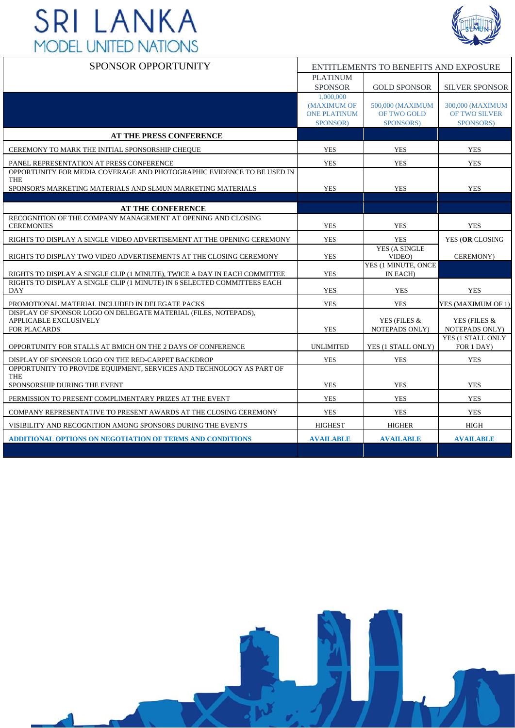# SRI LANKA MODEL UNITED NATIONS

| SPONSOR OPPORTUNITY | ENTITLEMENTS TO BENEFITS AND EXPOSURE | | |
|---|---|---|---|
| | PLATINUM SPONSOR | GOLD SPONSOR | SILVER SPONSOR |
| | 1,000,000 (MAXIMUM OF ONE PLATINUM SPONSOR) | 500,000 (MAXIMUM OF TWO GOLD SPONSORS) | 300,000 (MAXIMUM OF TWO SILVER SPONSORS) |
| **AT THE PRESS CONFERENCE** | | | |
| CEREMONY TO MARK THE INITIAL SPONSORSHIP CHEQUE | YES | YES | YES |
| PANEL REPRESENTATION AT PRESS CONFERENCE | YES | YES | YES |
| OPPORTUNITY FOR MEDIA COVERAGE AND PHOTOGRAPHIC EVIDENCE TO BE USED IN THE SPONSOR'S MARKETING MATERIALS AND SLMUN MARKETING MATERIALS | YES | YES | YES |
| **AT THE CONFERENCE** | | | |
| RECOGNITION OF THE COMPANY MANAGEMENT AT OPENING AND CLOSING CEREMONIES | YES | YES | YES |
| RIGHTS TO DISPLAY A SINGLE VIDEO ADVERTISEMENT AT THE OPENING CEREMONY | YES | YES | YES (**OR** CLOSING CEREMONY) |
| RIGHTS TO DISPLAY TWO VIDEO ADVERTISEMENTS AT THE CLOSING CEREMONY | YES | YES (A SINGLE VIDEO) | |
| RIGHTS TO DISPLAY A SINGLE CLIP (1 MINUTE), TWICE A DAY IN EACH COMMITTEE | YES | YES (1 MINUTE, ONCE IN EACH) | |
| RIGHTS TO DISPLAY A SINGLE CLIP (1 MINUTE) IN 6 SELECTED COMMITTEES EACH DAY | YES | YES | YES |
| PROMOTIONAL MATERIAL INCLUDED IN DELEGATE PACKS | YES | YES | YES (MAXIMUM OF 1) |
| DISPLAY OF SPONSOR LOGO ON DELEGATE MATERIAL (FILES, NOTEPADS), APPLICABLE EXCLUSIVELY FOR PLACARDS | YES | YES (FILES & NOTEPADS ONLY) | YES (FILES & NOTEPADS ONLY) |
| OPPORTUNITY FOR STALLS AT BMICH ON THE 2 DAYS OF CONFERENCE | UNLIMITED | YES (1 STALL ONLY) | YES (1 STALL ONLY FOR 1 DAY) |
| DISPLAY OF SPONSOR LOGO ON THE RED-CARPET BACKDROP | YES | YES | YES |
| OPPORTUNITY TO PROVIDE EQUIPMENT, SERVICES AND TECHNOLOGY AS PART OF THE SPONSORSHIP DURING THE EVENT | YES | YES | YES |
| PERMISSION TO PRESENT COMPLIMENTARY PRIZES AT THE EVENT | YES | YES | YES |
| COMPANY REPRESENTATIVE TO PRESENT AWARDS AT THE CLOSING CEREMONY | YES | YES | YES |
| VISIBILITY AND RECOGNITION AMONG SPONSORS DURING THE EVENTS | HIGHEST | HIGHER | HIGH |
| **ADDITIONAL OPTIONS ON NEGOTIATION OF TERMS AND CONDITIONS** | **AVAILABLE** | **AVAILABLE** | **AVAILABLE** |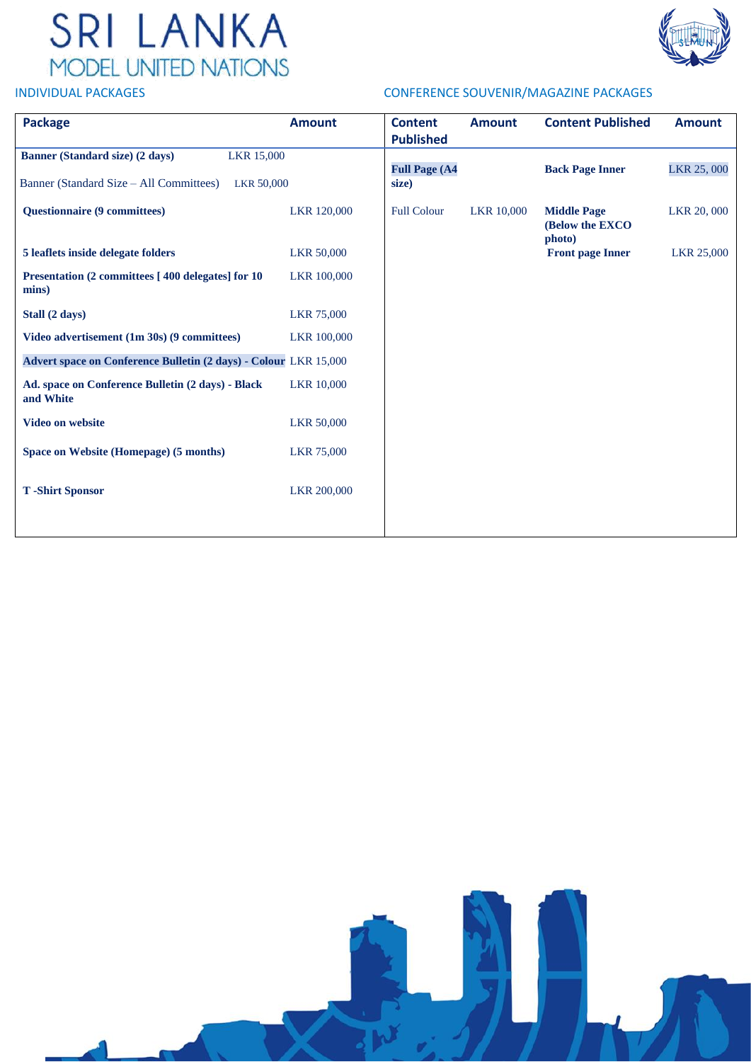# SRI LANKA
## MODEL UNITED NATIONS

INDIVIDUAL PACKAGES

| Package | Amount |
|---|---|
| **Banner (Standard size) (2 days)** | LKR 15,000 |
| Banner (Standard Size – All Committees) | LKR 50,000 |
| **Questionnaire (9 committees)** | LKR 120,000 |
| **5 leaflets inside delegate folders** | LKR 50,000 |
| **Presentation (2 committees [ 400 delegates] for 10 mins)** | LKR 100,000 |
| **Stall (2 days)** | LKR 75,000 |
| **Video advertisement (1m 30s) (9 committees)** | LKR 100,000 |
| **Advert space on Conference Bulletin (2 days) - Colour** | LKR 15,000 |
| **Ad. space on Conference Bulletin (2 days) - Black and White** | LKR 10,000 |
| **Video on website** | LKR 50,000 |
| **Space on Website (Homepage) (5 months)** | LKR 75,000 |
| **T -Shirt Sponsor** | LKR 200,000 |

CONFERENCE SOUVENIR/MAGAZINE PACKAGES

| Content Published | Amount | Content Published | Amount |
|---|---|---|---|
| **Full Page (A4 size)** | | **Back Page Inner** | LKR 25, 000 |
| Full Colour | LKR 10,000 | **Middle Page (Below the EXCO photo)** | LKR 20, 000 |
| | | **Front page Inner** | LKR 25,000 |